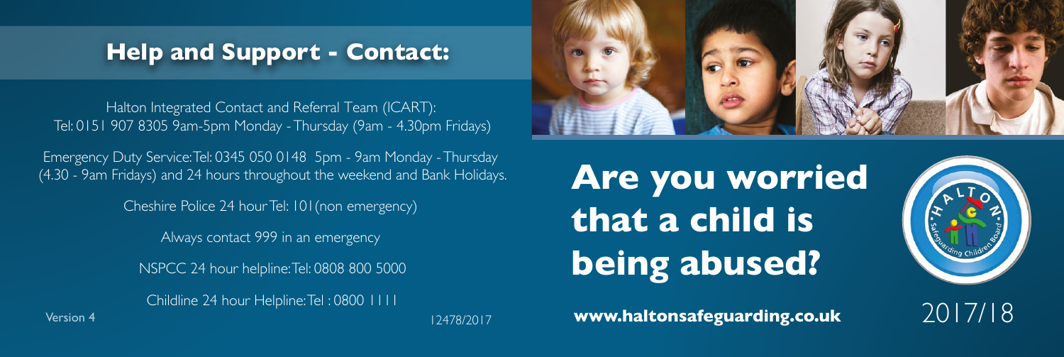## Help and Support - Contact:

Halton Integrated Contact and Referral Team (ICART):
Tel: 0151 907 8305 9am-5pm Monday - Thursday (9am - 4.30pm Fridays)

Emergency Duty Service: Tel: 0345 050 0148 5pm - 9am Monday - Thursday (4.30 - 9am Fridays) and 24 hours throughout the weekend and Bank Holidays.

Cheshire Police 24 hour Tel: 101 (non emergency)

Always contact 999 in an emergency

NSPCC 24 hour helpline: Tel: 0808 800 5000

Childline 24 hour Helpline: Tel : 0800 1111

Version 4

12478/2017

# Are you worried that a child is being abused?

HALTON Safeguarding Children Board

**www.haltonsafeguarding.co.uk**

2017/18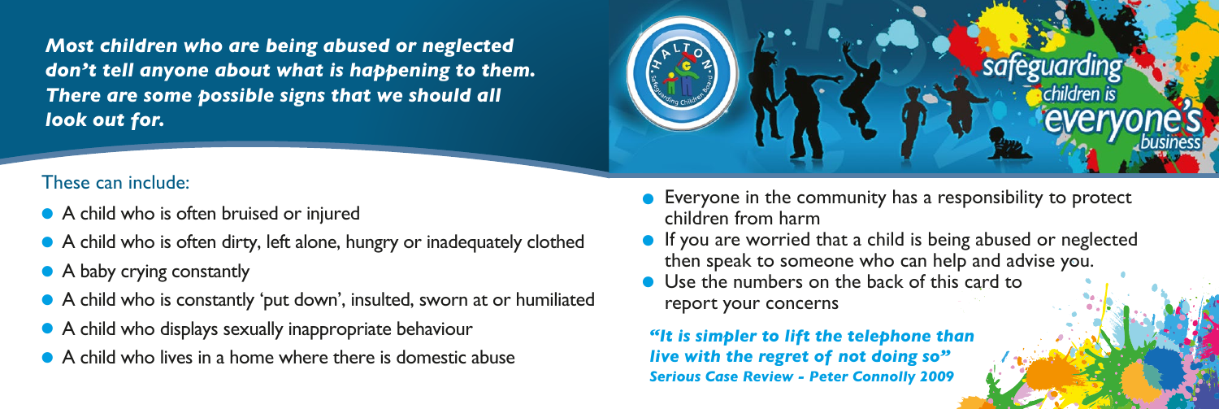***Most children who are being abused or neglected don't tell anyone about what is happening to them. There are some possible signs that we should all look out for.***

safeguarding children is everyone's business

These can include:

- A child who is often bruised or injured
- A child who is often dirty, left alone, hungry or inadequately clothed
- A baby crying constantly
- A child who is constantly 'put down', insulted, sworn at or humiliated
- A child who displays sexually inappropriate behaviour
- A child who lives in a home where there is domestic abuse

- Everyone in the community has a responsibility to protect children from harm
- If you are worried that a child is being abused or neglected then speak to someone who can help and advise you.
- Use the numbers on the back of this card to report your concerns

***"It is simpler to lift the telephone than live with the regret of not doing so"***
***Serious Case Review - Peter Connolly 2009***